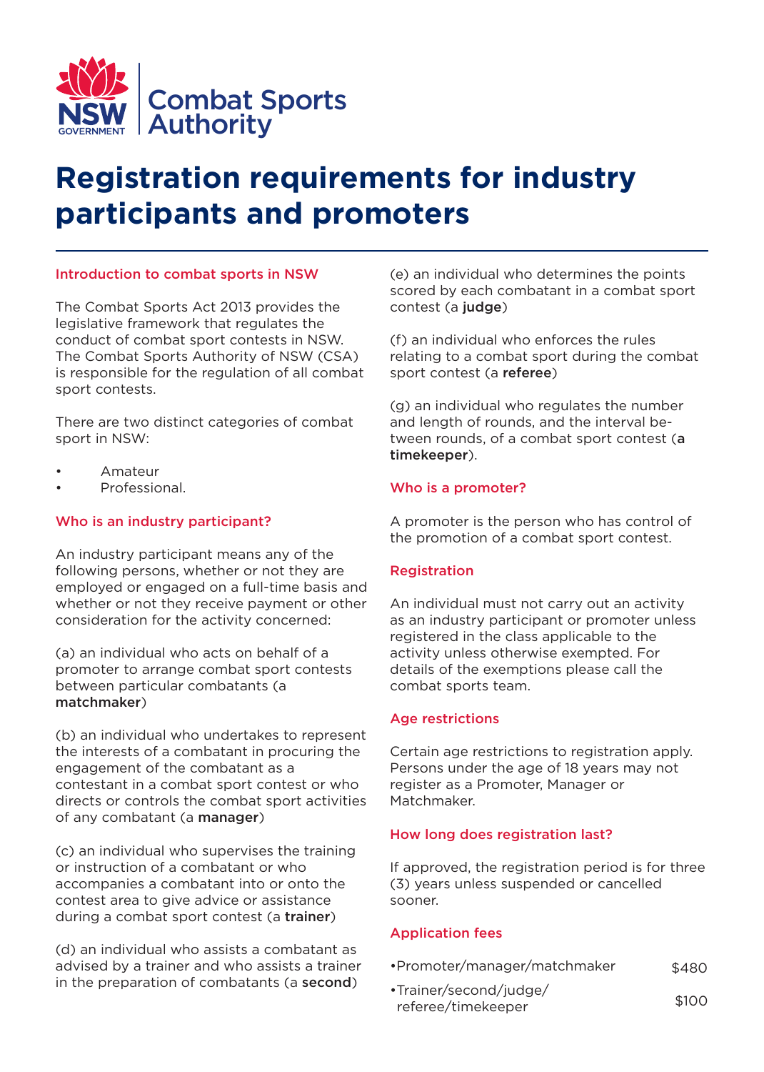NSW Government | Combat Sports Authority

# Registration requirements for industry participants and promoters

## Introduction to combat sports in NSW

The Combat Sports Act 2013 provides the legislative framework that regulates the conduct of combat sport contests in NSW. The Combat Sports Authority of NSW (CSA) is responsible for the regulation of all combat sport contests.

There are two distinct categories of combat sport in NSW:

- Amateur
- Professional.

## Who is an industry participant?

An industry participant means any of the following persons, whether or not they are employed or engaged on a full-time basis and whether or not they receive payment or other consideration for the activity concerned:

(a) an individual who acts on behalf of a promoter to arrange combat sport contests between particular combatants (a **matchmaker**)

(b) an individual who undertakes to represent the interests of a combatant in procuring the engagement of the combatant as a contestant in a combat sport contest or who directs or controls the combat sport activities of any combatant (a **manager**)

(c) an individual who supervises the training or instruction of a combatant or who accompanies a combatant into or onto the contest area to give advice or assistance during a combat sport contest (a **trainer**)

(d) an individual who assists a combatant as advised by a trainer and who assists a trainer in the preparation of combatants (a **second**)

(e) an individual who determines the points scored by each combatant in a combat sport contest (a **judge**)

(f) an individual who enforces the rules relating to a combat sport during the combat sport contest (a **referee**)

(g) an individual who regulates the number and length of rounds, and the interval between rounds, of a combat sport contest (**a timekeeper**).

## Who is a promoter?

A promoter is the person who has control of the promotion of a combat sport contest.

## Registration

An individual must not carry out an activity as an industry participant or promoter unless registered in the class applicable to the activity unless otherwise exempted. For details of the exemptions please call the combat sports team.

## Age restrictions

Certain age restrictions to registration apply. Persons under the age of 18 years may not register as a Promoter, Manager or Matchmaker.

## How long does registration last?

If approved, the registration period is for three (3) years unless suspended or cancelled sooner.

## Application fees

| Class | Fee |
|---|---|
| Promoter/manager/matchmaker | $480 |
| Trainer/second/judge/referee/timekeeper | $100 |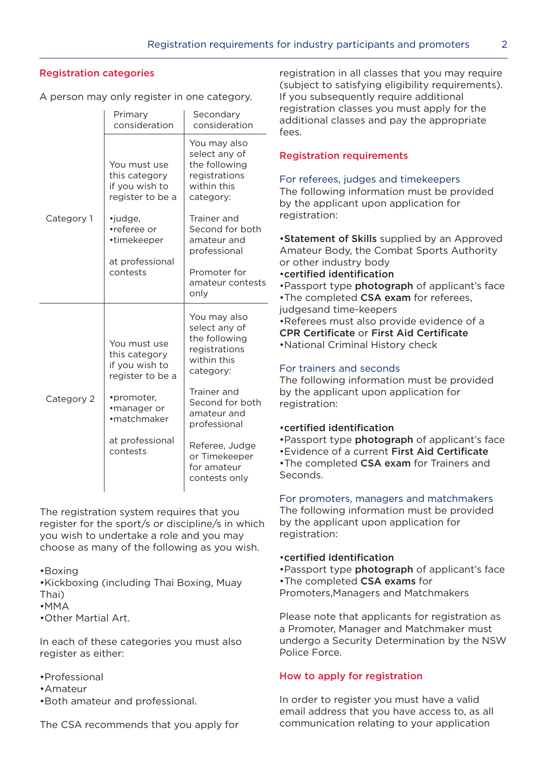## Registration categories

A person may only register in one category.

| | Primary consideration | Secondary consideration |
|---|---|---|
| Category 1 | You must use this category if you wish to register to be a •judge, •referee or •timekeeper at professional contests | You may also select any of the following registrations within this category: Trainer and Second for both amateur and professional Promoter for amateur contests only |
| Category 2 | You must use this category if you wish to register to be a •promoter, •manager or •matchmaker at professional contests | You may also select any of the following registrations within this category: Trainer and Second for both amateur and professional Referee, Judge or Timekeeper for amateur contests only |

The registration system requires that you register for the sport/s or discipline/s in which you wish to undertake a role and you may choose as many of the following as you wish.

- •Boxing
- •Kickboxing (including Thai Boxing, Muay Thai)
- •MMA
- •Other Martial Art.

In each of these categories you must also register as either:

- •Professional
- •Amateur
- •Both amateur and professional.

The CSA recommends that you apply for registration in all classes that you may require (subject to satisfying eligibility requirements). If you subsequently require additional registration classes you must apply for the additional classes and pay the appropriate fees.

## Registration requirements

### For referees, judges and timekeepers

The following information must be provided by the applicant upon application for registration:

- •**Statement of Skills** supplied by an Approved Amateur Body, the Combat Sports Authority or other industry body
- •**certified identification**
- •Passport type **photograph** of applicant's face
- •The completed **CSA exam** for referees, judgesand time-keepers
- •Referees must also provide evidence of a **CPR Certificate** or **First Aid Certificate**
- •National Criminal History check

### For trainers and seconds

The following information must be provided by the applicant upon application for registration:

- •**certified identification**
- •Passport type **photograph** of applicant's face
- •Evidence of a current **First Aid Certificate**
- •The completed **CSA exam** for Trainers and Seconds.

### For promoters, managers and matchmakers

The following information must be provided by the applicant upon application for registration:

- •**certified identification**
- •Passport type **photograph** of applicant's face
- •The completed **CSA exams** for Promoters,Managers and Matchmakers

Please note that applicants for registration as a Promoter, Manager and Matchmaker must undergo a Security Determination by the NSW Police Force.

## How to apply for registration

In order to register you must have a valid email address that you have access to, as all communication relating to your application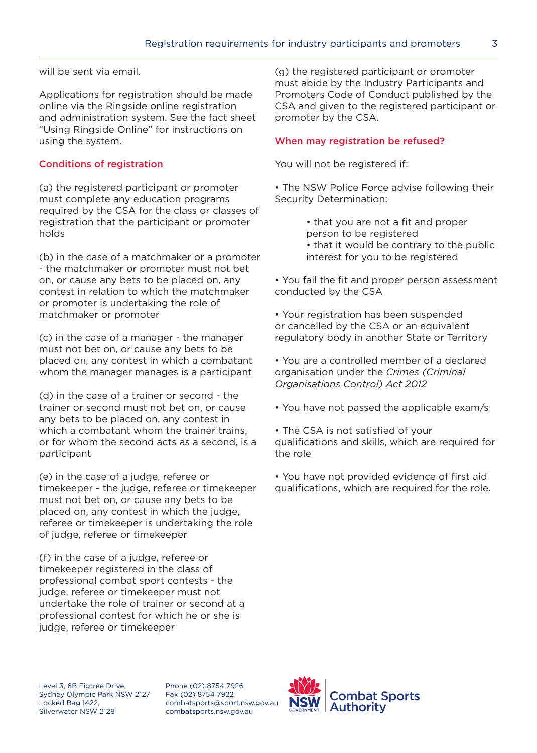will be sent via email.

Applications for registration should be made online via the Ringside online registration and administration system. See the fact sheet "Using Ringside Online" for instructions on using the system.

## Conditions of registration

(a) the registered participant or promoter must complete any education programs required by the CSA for the class or classes of registration that the participant or promoter holds

(b) in the case of a matchmaker or a promoter - the matchmaker or promoter must not bet on, or cause any bets to be placed on, any contest in relation to which the matchmaker or promoter is undertaking the role of matchmaker or promoter

(c) in the case of a manager - the manager must not bet on, or cause any bets to be placed on, any contest in which a combatant whom the manager manages is a participant

(d) in the case of a trainer or second - the trainer or second must not bet on, or cause any bets to be placed on, any contest in which a combatant whom the trainer trains, or for whom the second acts as a second, is a participant

(e) in the case of a judge, referee or timekeeper - the judge, referee or timekeeper must not bet on, or cause any bets to be placed on, any contest in which the judge, referee or timekeeper is undertaking the role of judge, referee or timekeeper

(f) in the case of a judge, referee or timekeeper registered in the class of professional combat sport contests - the judge, referee or timekeeper must not undertake the role of trainer or second at a professional contest for which he or she is judge, referee or timekeeper

(g) the registered participant or promoter must abide by the Industry Participants and Promoters Code of Conduct published by the CSA and given to the registered participant or promoter by the CSA.

## When may registration be refused?

You will not be registered if:

- The NSW Police Force advise following their Security Determination:
  - that you are not a fit and proper person to be registered
  - that it would be contrary to the public interest for you to be registered
- You fail the fit and proper person assessment conducted by the CSA
- Your registration has been suspended or cancelled by the CSA or an equivalent regulatory body in another State or Territory
- You are a controlled member of a declared organisation under the *Crimes (Criminal Organisations Control) Act 2012*
- You have not passed the applicable exam/s
- The CSA is not satisfied of your qualifications and skills, which are required for the role
- You have not provided evidence of first aid qualifications, which are required for the role.

Level 3, 6B Figtree Drive,
Sydney Olympic Park NSW 2127
Locked Bag 1422,
Silverwater NSW 2128

Phone (02) 8754 7926
Fax (02) 8754 7922
combatsports@sport.nsw.gov.au
combatsports.nsw.gov.au

NSW Government | Combat Sports Authority